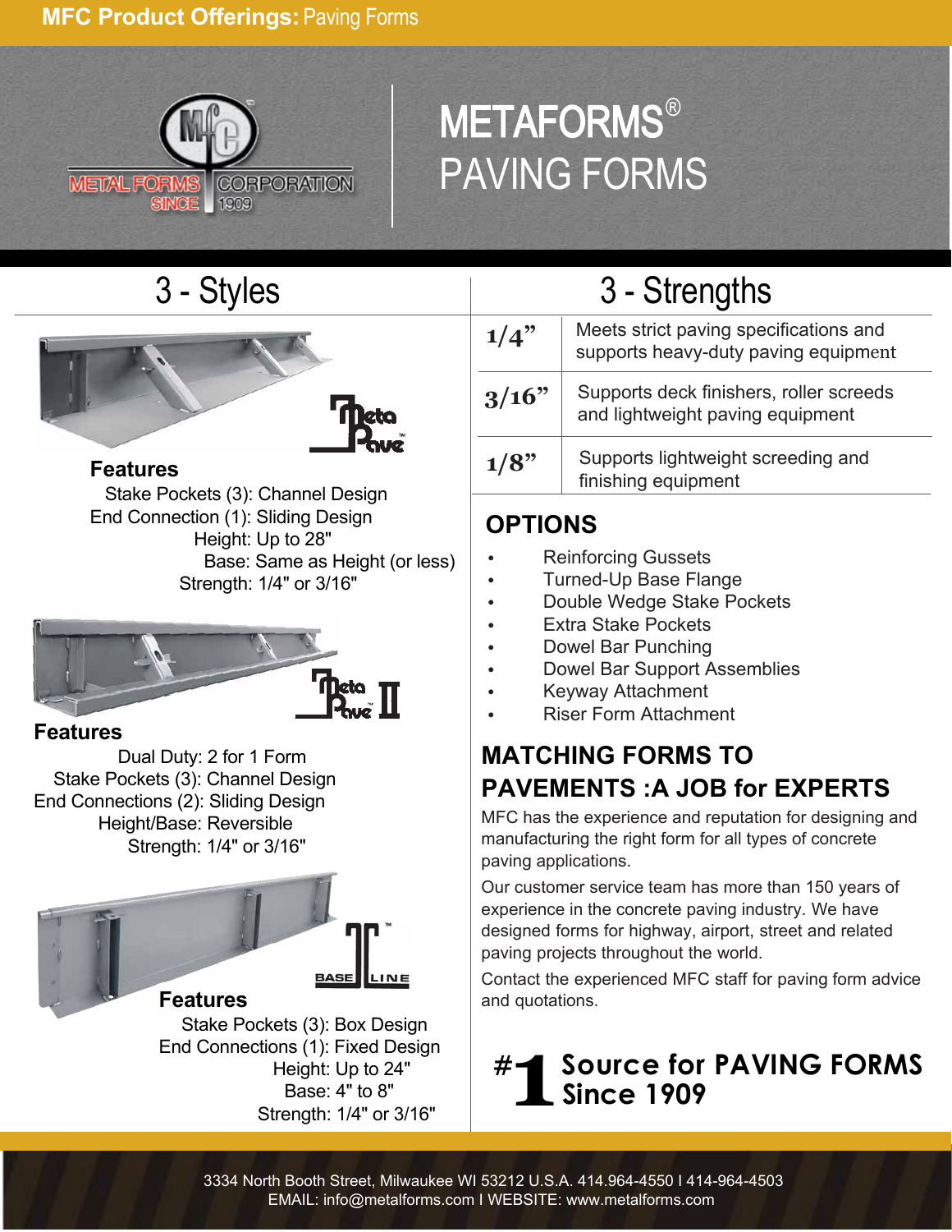**MFC Product Offerings:** Paving Forms

METAL FORMS CORPORATION SINCE 1909

# METAFORMS® PAVING FORMS

## 3 - Styles

### Meta Pave™

**Features**

Stake Pockets (3): Channel Design
End Connection (1): Sliding Design
Height: Up to 28"
Base: Same as Height (or less)
Strength: 1/4" or 3/16"

### Meta Pave™ II

**Features**

Dual Duty: 2 for 1 Form
Stake Pockets (3): Channel Design
End Connections (2): Sliding Design
Height/Base: Reversible
Strength: 1/4" or 3/16"

### BASE LINE™

**Features**

Stake Pockets (3): Box Design
End Connections (1): Fixed Design
Height: Up to 24"
Base: 4" to 8"
Strength: 1/4" or 3/16"

## 3 - Strengths

| | |
|---|---|
| 1/4” | Meets strict paving specifications and supports heavy-duty paving equipment |
| 3/16” | Supports deck finishers, roller screeds and lightweight paving equipment |
| 1/8” | Supports lightweight screeding and finishing equipment |

## OPTIONS

- Reinforcing Gussets
- Turned-Up Base Flange
- Double Wedge Stake Pockets
- Extra Stake Pockets
- Dowel Bar Punching
- Dowel Bar Support Assemblies
- Keyway Attachment
- Riser Form Attachment

## MATCHING FORMS TO PAVEMENTS :A JOB for EXPERTS

MFC has the experience and reputation for designing and manufacturing the right form for all types of concrete paving applications.

Our customer service team has more than 150 years of experience in the concrete paving industry. We have designed forms for highway, airport, street and related paving projects throughout the world.

Contact the experienced MFC staff for paving form advice and quotations.

**#1 Source for PAVING FORMS Since 1909**

3334 North Booth Street, Milwaukee WI 53212 U.S.A. 414.964-4550 I 414-964-4503
EMAIL: info@metalforms.com I WEBSITE: www.metalforms.com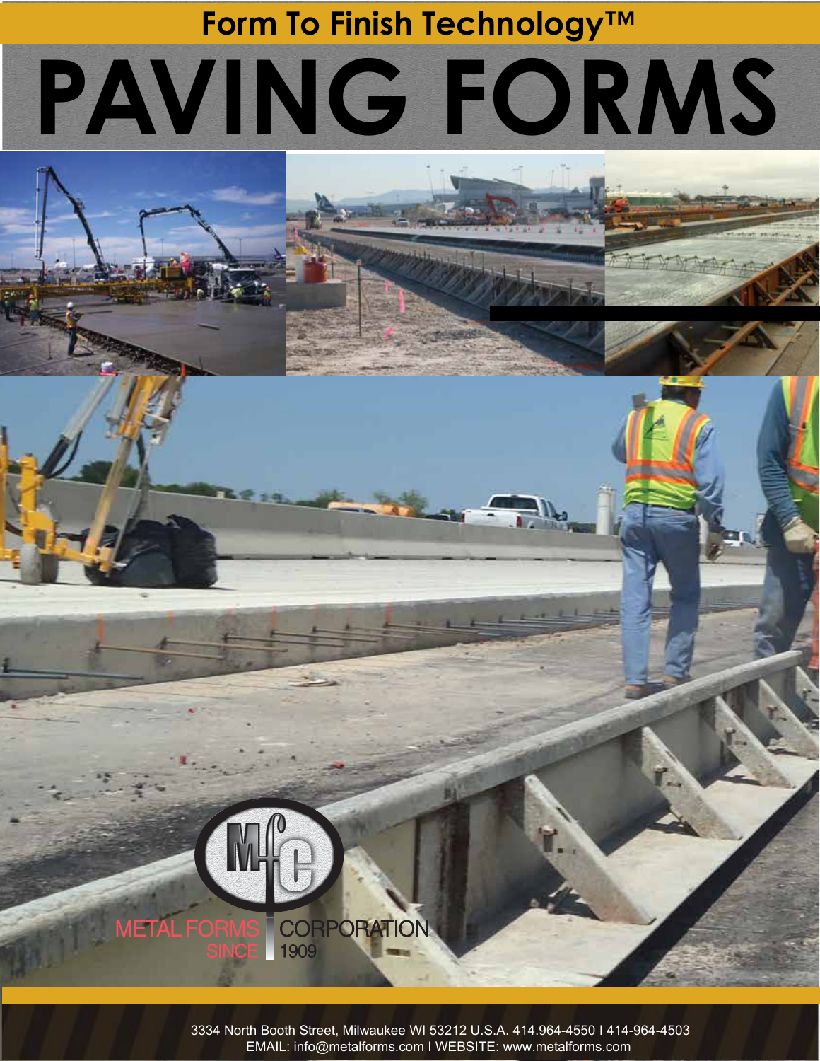## Form To Finish Technology™

# PAVING FORMS

METAL FORMS CORPORATION SINCE 1909

3334 North Booth Street, Milwaukee WI 53212 U.S.A. 414.964-4550 I 414-964-4503
EMAIL: info@metalforms.com I WEBSITE: www.metalforms.com